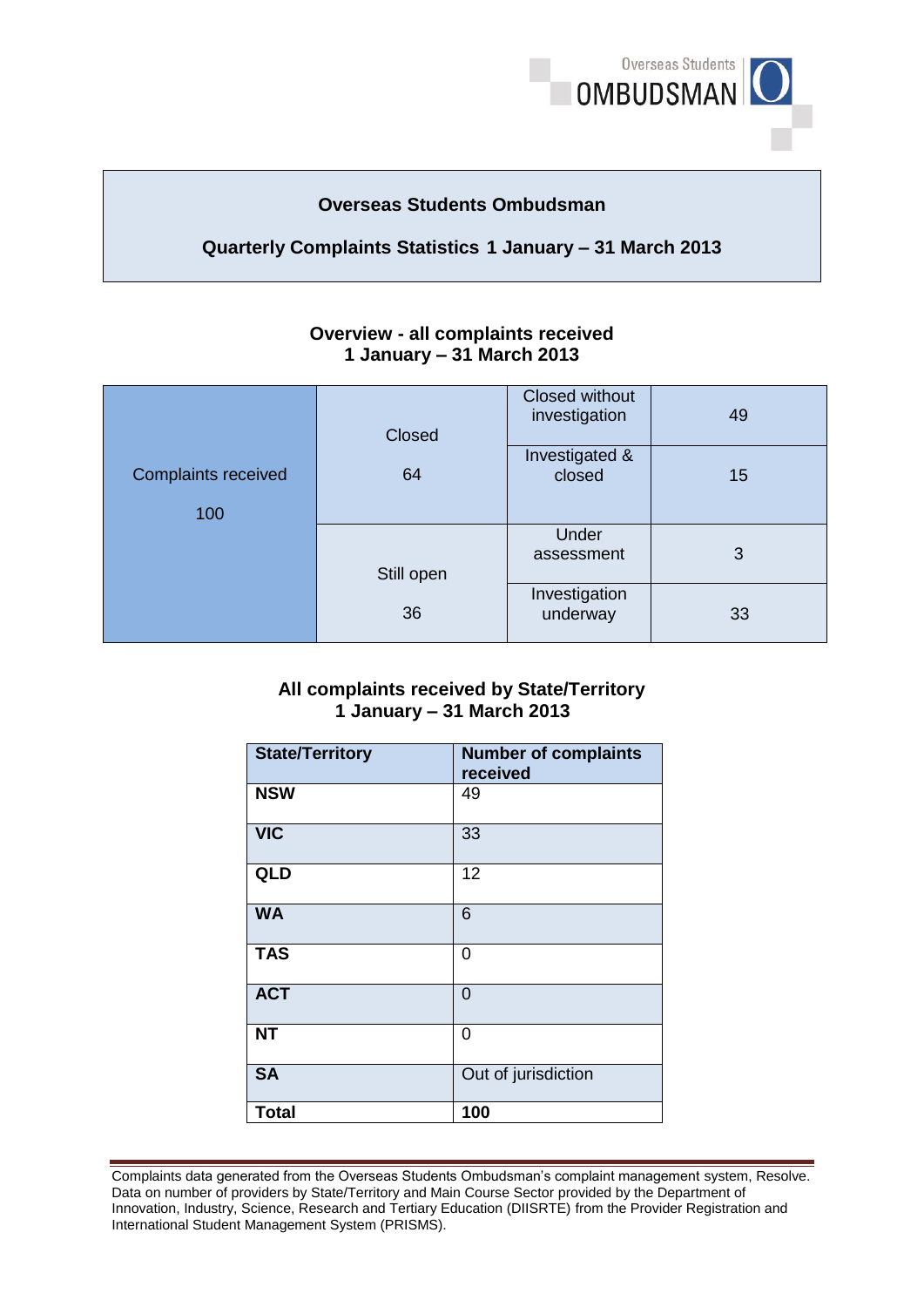Overseas Students OMBUDSMAN

# Overseas Students Ombudsman

## Quarterly Complaints Statistics 1 January – 31 March 2013

### Overview - all complaints received 1 January – 31 March 2013

| Complaints received | Status | Sub-status | Number |
|---|---|---|---|
| Complaints received 100 | Closed 64 | Closed without investigation | 49 |
| | | Investigated & closed | 15 |
| | Still open 36 | Under assessment | 3 |
| | | Investigation underway | 33 |

### All complaints received by State/Territory 1 January – 31 March 2013

| State/Territory | Number of complaints received |
|---|---|
| **NSW** | 49 |
| **VIC** | 33 |
| **QLD** | 12 |
| **WA** | 6 |
| **TAS** | 0 |
| **ACT** | 0 |
| **NT** | 0 |
| **SA** | Out of jurisdiction |
| **Total** | **100** |

Complaints data generated from the Overseas Students Ombudsman's complaint management system, Resolve. Data on number of providers by State/Territory and Main Course Sector provided by the Department of Innovation, Industry, Science, Research and Tertiary Education (DIISRTE) from the Provider Registration and International Student Management System (PRISMS).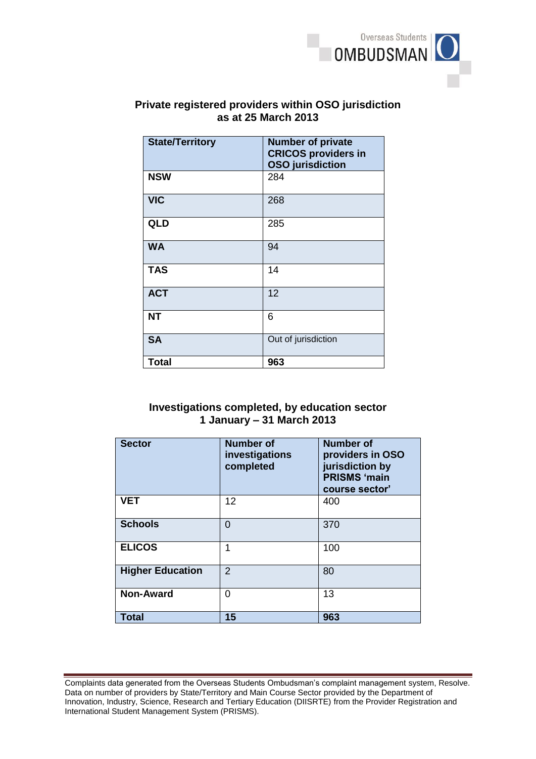## Private registered providers within OSO jurisdiction as at 25 March 2013

| State/Territory | Number of private CRICOS providers in OSO jurisdiction |
|---|---|
| **NSW** | 284 |
| **VIC** | 268 |
| **QLD** | 285 |
| **WA** | 94 |
| **TAS** | 14 |
| **ACT** | 12 |
| **NT** | 6 |
| **SA** | Out of jurisdiction |
| **Total** | **963** |

## Investigations completed, by education sector 1 January – 31 March 2013

| Sector | Number of investigations completed | Number of providers in OSO jurisdiction by PRISMS 'main course sector' |
|---|---|---|
| **VET** | 12 | 400 |
| **Schools** | 0 | 370 |
| **ELICOS** | 1 | 100 |
| **Higher Education** | 2 | 80 |
| **Non-Award** | 0 | 13 |
| **Total** | **15** | **963** |

Complaints data generated from the Overseas Students Ombudsman's complaint management system, Resolve. Data on number of providers by State/Territory and Main Course Sector provided by the Department of Innovation, Industry, Science, Research and Tertiary Education (DIISRTE) from the Provider Registration and International Student Management System (PRISMS).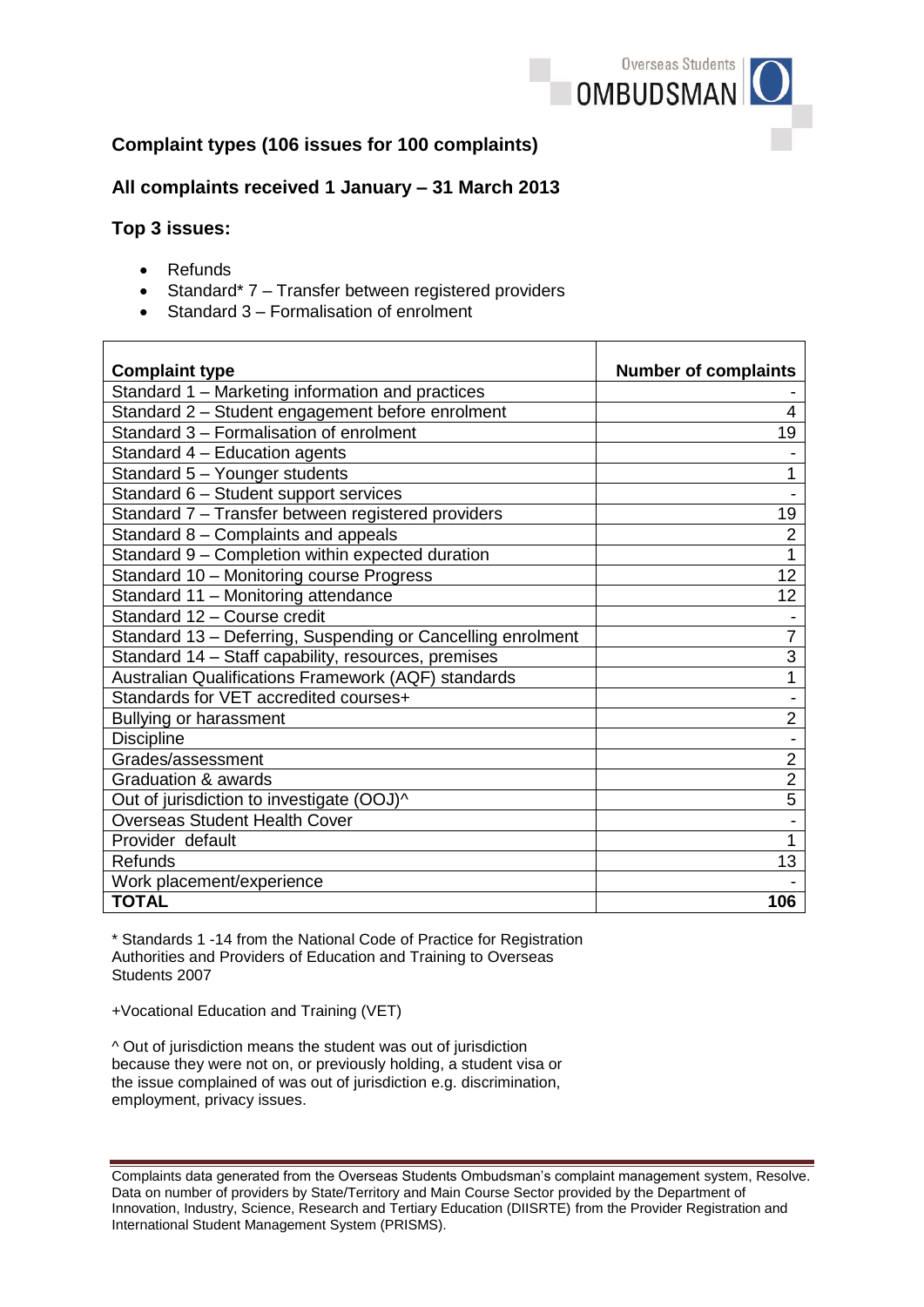## Complaint types (106 issues for 100 complaints)

## All complaints received 1 January – 31 March 2013

### Top 3 issues:

- Refunds
- Standard* 7 – Transfer between registered providers
- Standard 3 – Formalisation of enrolment

| Complaint type | Number of complaints |
|---|---|
| Standard 1 – Marketing information and practices | - |
| Standard 2 – Student engagement before enrolment | 4 |
| Standard 3 – Formalisation of enrolment | 19 |
| Standard 4 – Education agents | - |
| Standard 5 – Younger students | 1 |
| Standard 6 – Student support services | - |
| Standard 7 – Transfer between registered providers | 19 |
| Standard 8 – Complaints and appeals | 2 |
| Standard 9 – Completion within expected duration | 1 |
| Standard 10 – Monitoring course Progress | 12 |
| Standard 11 – Monitoring attendance | 12 |
| Standard 12 – Course credit | - |
| Standard 13 – Deferring, Suspending or Cancelling enrolment | 7 |
| Standard 14 – Staff capability, resources, premises | 3 |
| Australian Qualifications Framework (AQF) standards | 1 |
| Standards for VET accredited courses+ | - |
| Bullying or harassment | 2 |
| Discipline | - |
| Grades/assessment | 2 |
| Graduation & awards | 2 |
| Out of jurisdiction to investigate (OOJ)^ | 5 |
| Overseas Student Health Cover | - |
| Provider default | 1 |
| Refunds | 13 |
| Work placement/experience | - |
| **TOTAL** | **106** |

* Standards 1 -14 from the National Code of Practice for Registration Authorities and Providers of Education and Training to Overseas Students 2007

+Vocational Education and Training (VET)

^ Out of jurisdiction means the student was out of jurisdiction because they were not on, or previously holding, a student visa or the issue complained of was out of jurisdiction e.g. discrimination, employment, privacy issues.

Complaints data generated from the Overseas Students Ombudsman's complaint management system, Resolve. Data on number of providers by State/Territory and Main Course Sector provided by the Department of Innovation, Industry, Science, Research and Tertiary Education (DIISRTE) from the Provider Registration and International Student Management System (PRISMS).